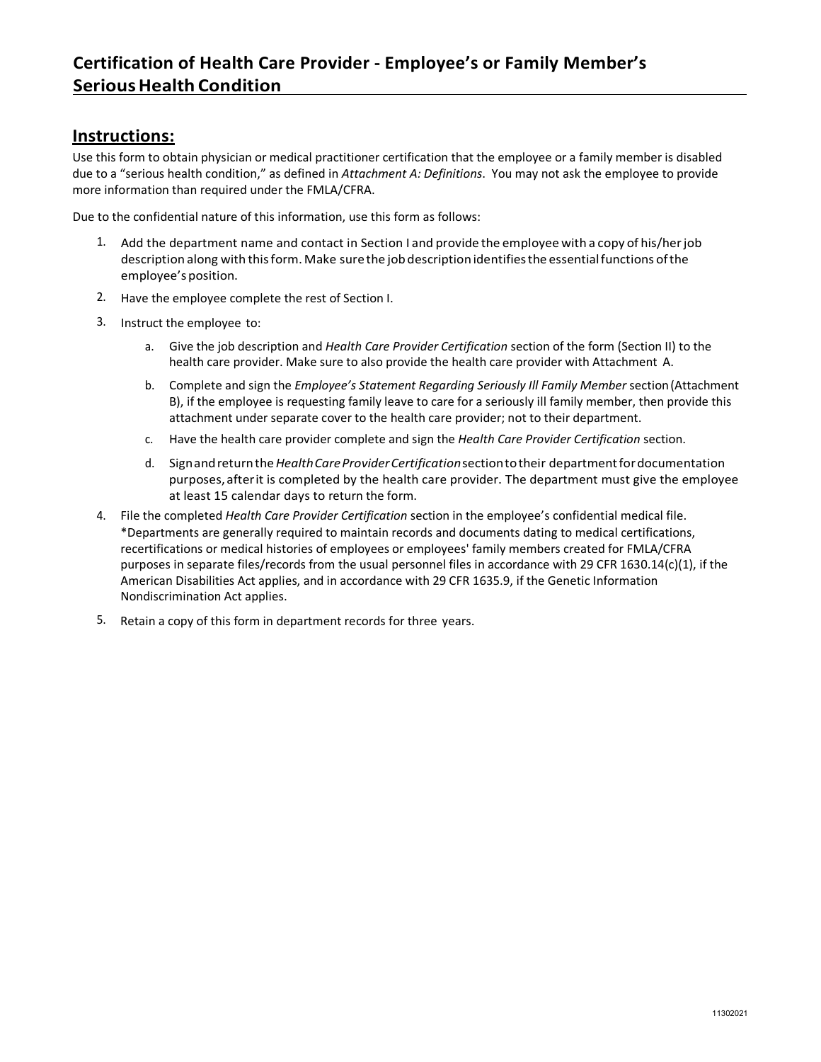# Certification of Health Care Provider - Employee's or Family Member's Serious Health Condition

## Instructions:

Use this form to obtain physician or medical practitioner certification that the employee or a family member is disabled due to a "serious health condition," as defined in *Attachment A: Definitions*. You may not ask the employee to provide more information than required under the FMLA/CFRA.

Due to the confidential nature of this information, use this form as follows:

1. Add the department name and contact in Section I and provide the employee with a copy of his/her job description along with this form. Make sure the job description identifies the essential functions of the employee's position.
2. Have the employee complete the rest of Section I.
3. Instruct the employee to:
   a. Give the job description and *Health Care Provider Certification* section of the form (Section II) to the health care provider. Make sure to also provide the health care provider with Attachment A.
   b. Complete and sign the *Employee's Statement Regarding Seriously Ill Family Member* section (Attachment B), if the employee is requesting family leave to care for a seriously ill family member, then provide this attachment under separate cover to the health care provider; not to their department.
   c. Have the health care provider complete and sign the *Health Care Provider Certification* section.
   d. Sign and return the *Health Care Provider Certification* section to their department for documentation purposes, after it is completed by the health care provider. The department must give the employee at least 15 calendar days to return the form.
4. File the completed *Health Care Provider Certification* section in the employee's confidential medical file. *Departments are generally required to maintain records and documents dating to medical certifications, recertifications or medical histories of employees or employees' family members created for FMLA/CFRA purposes in separate files/records from the usual personnel files in accordance with 29 CFR 1630.14(c)(1), if the American Disabilities Act applies, and in accordance with 29 CFR 1635.9, if the Genetic Information Nondiscrimination Act applies.
5. Retain a copy of this form in department records for three years.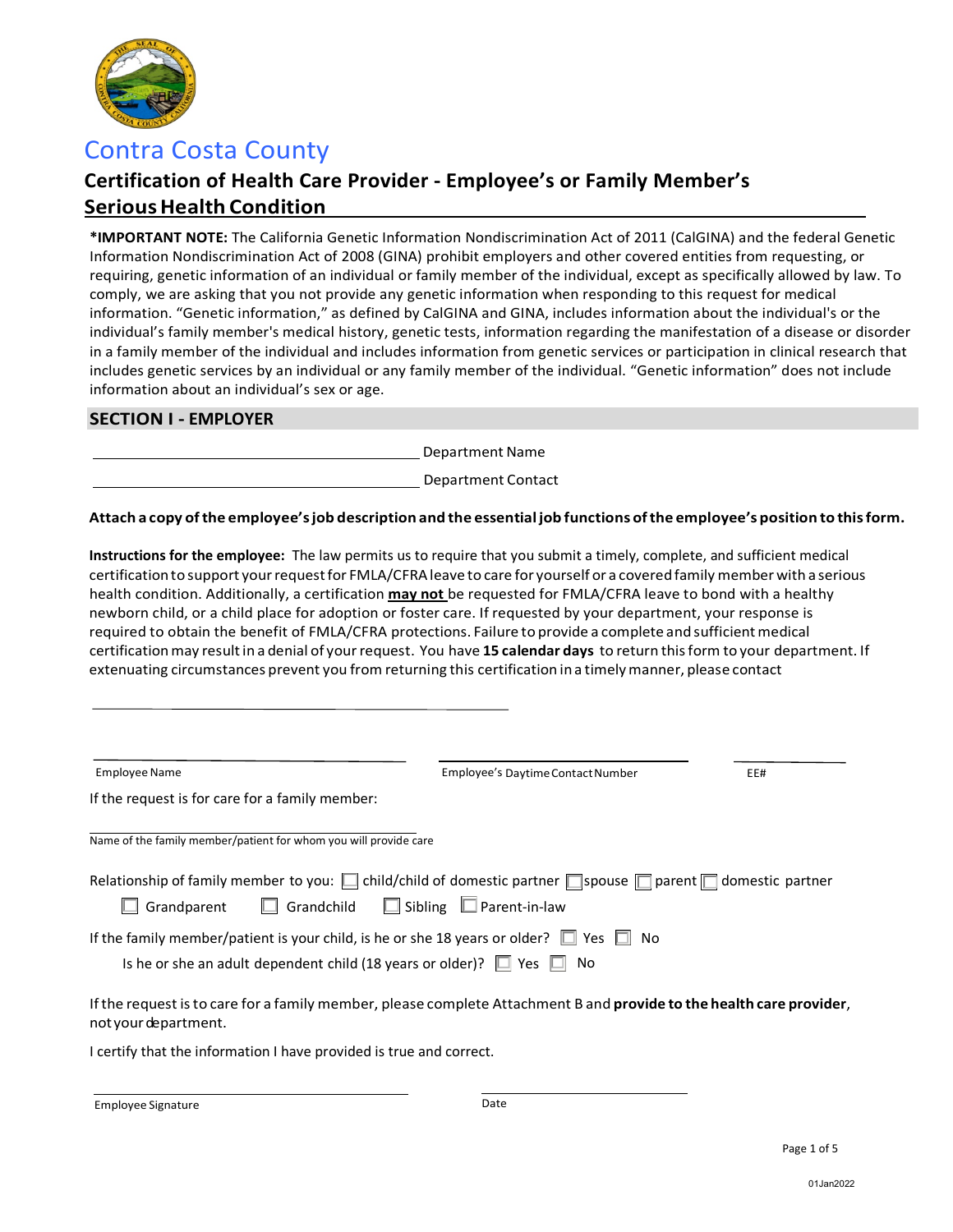# Contra Costa County

## Certification of Health Care Provider - Employee's or Family Member's Serious Health Condition

**\*IMPORTANT NOTE:** The California Genetic Information Nondiscrimination Act of 2011 (CalGINA) and the federal Genetic Information Nondiscrimination Act of 2008 (GINA) prohibit employers and other covered entities from requesting, or requiring, genetic information of an individual or family member of the individual, except as specifically allowed by law. To comply, we are asking that you not provide any genetic information when responding to this request for medical information. "Genetic information," as defined by CalGINA and GINA, includes information about the individual's or the individual's family member's medical history, genetic tests, information regarding the manifestation of a disease or disorder in a family member of the individual and includes information from genetic services or participation in clinical research that includes genetic services by an individual or any family member of the individual. "Genetic information" does not include information about an individual's sex or age.

## SECTION I - EMPLOYER

______________________________ Department Name

______________________________ Department Contact

**Attach a copy of the employee's job description and the essential job functions of the employee's position to this form.**

**Instructions for the employee:** The law permits us to require that you submit a timely, complete, and sufficient medical certification to support your request for FMLA/CFRA leave to care for yourself or a covered family member with a serious health condition. Additionally, a certification **may not** be requested for FMLA/CFRA leave to bond with a healthy newborn child, or a child place for adoption or foster care. If requested by your department, your response is required to obtain the benefit of FMLA/CFRA protections. Failure to provide a complete and sufficient medical certification may result in a denial of your request. You have **15 calendar days** to return this form to your department. If extenuating circumstances prevent you from returning this certification in a timely manner, please contact

______________________________

______________________________ Employee Name ______________________________ Employee's Daytime Contact Number ____________ EE#

If the request is for care for a family member:

______________________________ Name of the family member/patient for whom you will provide care

Relationship of family member to you: ☐ child/child of domestic partner ☐ spouse ☐ parent ☐ domestic partner ☐ Grandparent ☐ Grandchild ☐ Sibling ☐ Parent-in-law

If the family member/patient is your child, is he or she 18 years or older? ☐ Yes ☐ No

Is he or she an adult dependent child (18 years or older)? ☐ Yes ☐ No

If the request is to care for a family member, please complete Attachment B and **provide to the health care provider**, not your department.

I certify that the information I have provided is true and correct.

______________________________ Employee Signature ______________________________ Date

01Jan2022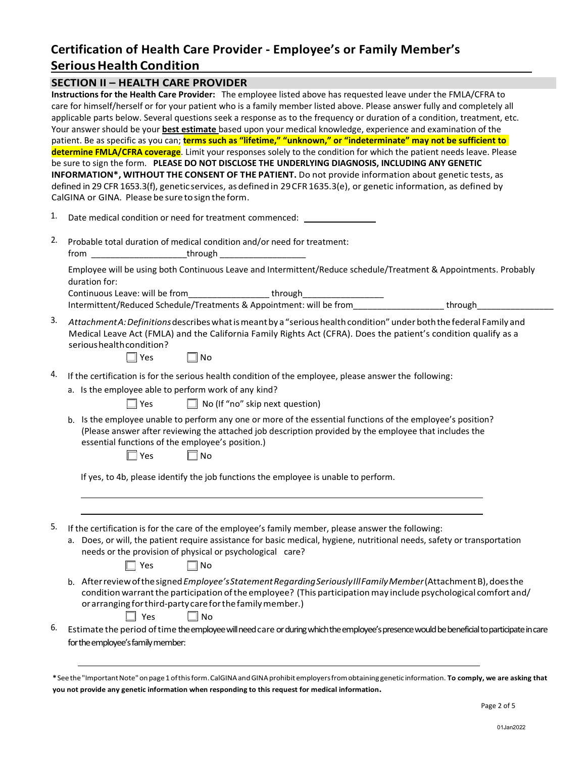# Certification of Health Care Provider - Employee's or Family Member's Serious Health Condition

## SECTION II – HEALTH CARE PROVIDER

**Instructions for the Health Care Provider:** The employee listed above has requested leave under the FMLA/CFRA to care for himself/herself or for your patient who is a family member listed above. Please answer fully and completely all applicable parts below. Several questions seek a response as to the frequency or duration of a condition, treatment, etc. Your answer should be your **best estimate** based upon your medical knowledge, experience and examination of the patient. Be as specific as you can; **terms such as "lifetime," "unknown," or "indeterminate" may not be sufficient to determine FMLA/CFRA coverage**. Limit your responses solely to the condition for which the patient needs leave. Please be sure to sign the form. **PLEASE DO NOT DISCLOSE THE UNDERLYING DIAGNOSIS, INCLUDING ANY GENETIC INFORMATION*, WITHOUT THE CONSENT OF THE PATIENT.** Do not provide information about genetic tests, as defined in 29 CFR 1653.3(f), genetic services, as defined in 29 CFR 1635.3(e), or genetic information, as defined by CalGINA or GINA. Please be sure to sign the form.

1. Date medical condition or need for treatment commenced: ______________

2. Probable total duration of medical condition and/or need for treatment:
   from ____________________ through __________________

   Employee will be using both Continuous Leave and Intermittent/Reduce schedule/Treatment & Appointments. Probably duration for:
   Continuous Leave: will be from_________________ through_________________
   Intermittent/Reduced Schedule/Treatments & Appointment: will be from___________________ through________________

3. *Attachment A: Definitions* describes what is meant by a "serious health condition" under both the federal Family and Medical Leave Act (FMLA) and the California Family Rights Act (CFRA). Does the patient's condition qualify as a serious health condition?

   ☐ Yes ☐ No

4. If the certification is for the serious health condition of the employee, please answer the following:
   a. Is the employee able to perform work of any kind?

      ☐ Yes ☐ No (If "no" skip next question)

   b. Is the employee unable to perform any one or more of the essential functions of the employee's position? (Please answer after reviewing the attached job description provided by the employee that includes the essential functions of the employee's position.)

      ☐ Yes ☐ No

   If yes, to 4b, please identify the job functions the employee is unable to perform.

   ______________________________________________________________________

   ______________________________________________________________________

5. If the certification is for the care of the employee's family member, please answer the following:
   a. Does, or will, the patient require assistance for basic medical, hygiene, nutritional needs, safety or transportation needs or the provision of physical or psychological care?

      ☐ Yes ☐ No

   b. After review of the signed *Employee's Statement Regarding Seriously Ill Family Member* (Attachment B), does the condition warrant the participation of the employee? (This participation may include psychological comfort and/or arranging for third-party care for the family member.)

      ☐ Yes ☐ No

6. Estimate the period of time the employee will need care or during which the employee's presence would be beneficial to participate in care for the employee's family member:

   ______________________________________________________________________

*See the "Important Note" on page 1 of this form. CalGINA and GINA prohibit employers from obtaining genetic information. **To comply, we are asking that you not provide any genetic information when responding to this request for medical information.**

01Jan2022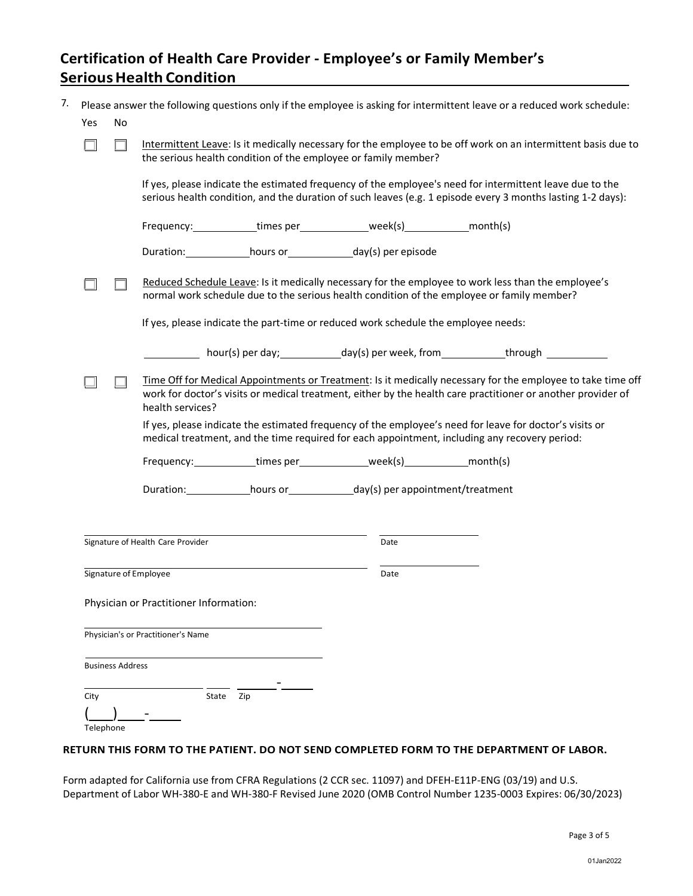# Certification of Health Care Provider - Employee's or Family Member's Serious Health Condition

7. Please answer the following questions only if the employee is asking for intermittent leave or a reduced work schedule:

Yes No

☐ ☐ Intermittent Leave: Is it medically necessary for the employee to be off work on an intermittent basis due to the serious health condition of the employee or family member?

If yes, please indicate the estimated frequency of the employee's need for intermittent leave due to the serious health condition, and the duration of such leaves (e.g. 1 episode every 3 months lasting 1-2 days):

Frequency:\_\_\_\_\_\_\_\_\_\_times per\_\_\_\_\_\_\_\_\_\_\_week(s)\_\_\_\_\_\_\_\_\_\_month(s)

Duration:\_\_\_\_\_\_\_\_\_\_hours or\_\_\_\_\_\_\_\_\_\_day(s) per episode

☐ ☐ Reduced Schedule Leave: Is it medically necessary for the employee to work less than the employee's normal work schedule due to the serious health condition of the employee or family member?

If yes, please indicate the part-time or reduced work schedule the employee needs:

\_\_\_\_\_\_\_\_\_ hour(s) per day;\_\_\_\_\_\_\_\_\_\_day(s) per week, from\_\_\_\_\_\_\_\_\_\_through \_\_\_\_\_\_\_\_\_\_

☐ ☐ Time Off for Medical Appointments or Treatment: Is it medically necessary for the employee to take time off work for doctor's visits or medical treatment, either by the health care practitioner or another provider of health services?

If yes, please indicate the estimated frequency of the employee's need for leave for doctor's visits or medical treatment, and the time required for each appointment, including any recovery period:

Frequency:\_\_\_\_\_\_\_\_\_\_times per\_\_\_\_\_\_\_\_\_\_\_week(s)\_\_\_\_\_\_\_\_\_\_month(s)

Duration:\_\_\_\_\_\_\_\_\_\_hours or\_\_\_\_\_\_\_\_\_\_day(s) per appointment/treatment

\_\_\_\_\_\_\_\_\_\_\_\_\_\_\_\_\_\_\_\_\_\_\_\_\_\_\_\_\_\_\_\_\_\_\_\_\_\_\_\_ \_\_\_\_\_\_\_\_\_\_\_\_\_\_\_\_
Signature of Health Care Provider Date

\_\_\_\_\_\_\_\_\_\_\_\_\_\_\_\_\_\_\_\_\_\_\_\_\_\_\_\_\_\_\_\_\_\_\_\_\_\_\_\_ \_\_\_\_\_\_\_\_\_\_\_\_\_\_\_\_
Signature of Employee Date

Physician or Practitioner Information:

\_\_\_\_\_\_\_\_\_\_\_\_\_\_\_\_\_\_\_\_\_\_\_\_\_\_\_\_\_\_\_\_\_\_\_\_
Physician's or Practitioner's Name

\_\_\_\_\_\_\_\_\_\_\_\_\_\_\_\_\_\_\_\_\_\_\_\_\_\_\_\_\_\_\_\_\_\_\_\_
Business Address

\_\_\_\_\_\_\_\_\_\_\_\_\_\_\_\_\_\_ \_\_\_\_ \_\_\_\_\_\_-\_\_\_\_
City State Zip

(\_\_\_)\_\_\_-\_\_\_\_
Telephone

**RETURN THIS FORM TO THE PATIENT. DO NOT SEND COMPLETED FORM TO THE DEPARTMENT OF LABOR.**

Form adapted for California use from CFRA Regulations (2 CCR sec. 11097) and DFEH-E11P-ENG (03/19) and U.S. Department of Labor WH-380-E and WH-380-F Revised June 2020 (OMB Control Number 1235-0003 Expires: 06/30/2023)

01Jan2022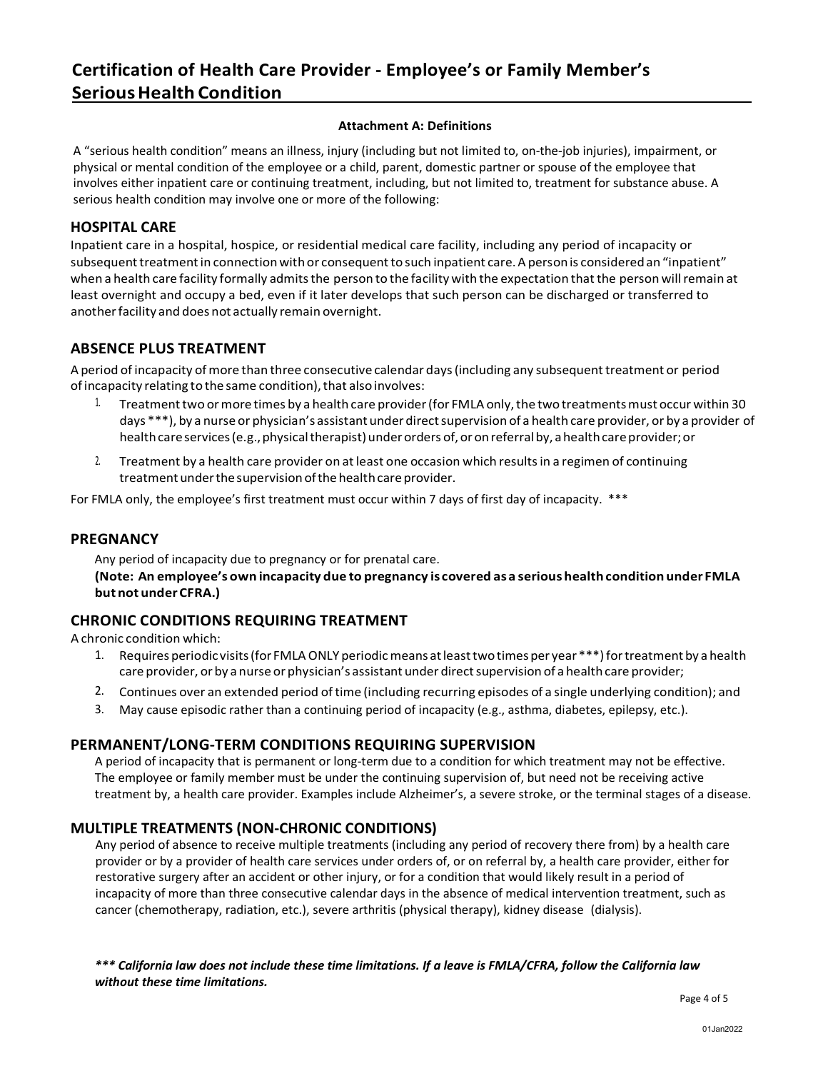# Certification of Health Care Provider - Employee's or Family Member's Serious Health Condition

**Attachment A: Definitions**

A "serious health condition" means an illness, injury (including but not limited to, on-the-job injuries), impairment, or physical or mental condition of the employee or a child, parent, domestic partner or spouse of the employee that involves either inpatient care or continuing treatment, including, but not limited to, treatment for substance abuse. A serious health condition may involve one or more of the following:

## HOSPITAL CARE

Inpatient care in a hospital, hospice, or residential medical care facility, including any period of incapacity or subsequent treatment in connection with or consequent to such inpatient care. A person is considered an "inpatient" when a health care facility formally admits the person to the facility with the expectation that the person will remain at least overnight and occupy a bed, even if it later develops that such person can be discharged or transferred to another facility and does not actually remain overnight.

## ABSENCE PLUS TREATMENT

A period of incapacity of more than three consecutive calendar days (including any subsequent treatment or period of incapacity relating to the same condition), that also involves:

1. Treatment two or more times by a health care provider (for FMLA only, the two treatments must occur within 30 days ***), by a nurse or physician's assistant under direct supervision of a health care provider, or by a provider of health care services (e.g., physical therapist) under orders of, or on referral by, a health care provider; or
2. Treatment by a health care provider on at least one occasion which results in a regimen of continuing treatment under the supervision of the health care provider.

For FMLA only, the employee's first treatment must occur within 7 days of first day of incapacity. ***

## PREGNANCY

Any period of incapacity due to pregnancy or for prenatal care.

**(Note: An employee's own incapacity due to pregnancy is covered as a serious health condition under FMLA but not under CFRA.)**

## CHRONIC CONDITIONS REQUIRING TREATMENT

A chronic condition which:

1. Requires periodic visits (for FMLA ONLY periodic means at least two times per year ***) for treatment by a health care provider, or by a nurse or physician's assistant under direct supervision of a health care provider;
2. Continues over an extended period of time (including recurring episodes of a single underlying condition); and
3. May cause episodic rather than a continuing period of incapacity (e.g., asthma, diabetes, epilepsy, etc.).

## PERMANENT/LONG-TERM CONDITIONS REQUIRING SUPERVISION

A period of incapacity that is permanent or long-term due to a condition for which treatment may not be effective. The employee or family member must be under the continuing supervision of, but need not be receiving active treatment by, a health care provider. Examples include Alzheimer's, a severe stroke, or the terminal stages of a disease.

## MULTIPLE TREATMENTS (NON-CHRONIC CONDITIONS)

Any period of absence to receive multiple treatments (including any period of recovery there from) by a health care provider or by a provider of health care services under orders of, or on referral by, a health care provider, either for restorative surgery after an accident or other injury, or for a condition that would likely result in a period of incapacity of more than three consecutive calendar days in the absence of medical intervention treatment, such as cancer (chemotherapy, radiation, etc.), severe arthritis (physical therapy), kidney disease (dialysis).

***\*\*\* California law does not include these time limitations. If a leave is FMLA/CFRA, follow the California law without these time limitations.***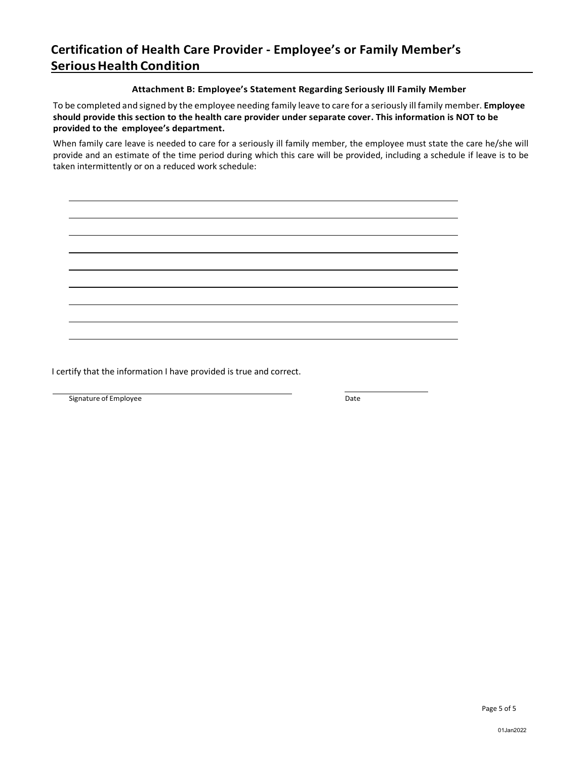# Certification of Health Care Provider - Employee's or Family Member's Serious Health Condition

### Attachment B: Employee's Statement Regarding Seriously Ill Family Member

To be completed and signed by the employee needing family leave to care for a seriously ill family member. **Employee should provide this section to the health care provider under separate cover. This information is NOT to be provided to the employee's department.**

When family care leave is needed to care for a seriously ill family member, the employee must state the care he/she will provide and an estimate of the time period during which this care will be provided, including a schedule if leave is to be taken intermittently or on a reduced work schedule:

\_\_\_\_\_\_\_\_\_\_\_\_\_\_\_\_\_\_\_\_\_\_\_\_\_\_\_\_\_\_\_\_\_\_\_\_\_\_\_\_\_\_\_\_\_\_\_\_\_\_\_\_\_\_\_\_\_\_\_\_\_\_\_\_\_\_\_\_\_\_\_\_\_\_\_\_

\_\_\_\_\_\_\_\_\_\_\_\_\_\_\_\_\_\_\_\_\_\_\_\_\_\_\_\_\_\_\_\_\_\_\_\_\_\_\_\_\_\_\_\_\_\_\_\_\_\_\_\_\_\_\_\_\_\_\_\_\_\_\_\_\_\_\_\_\_\_\_\_\_\_\_\_

\_\_\_\_\_\_\_\_\_\_\_\_\_\_\_\_\_\_\_\_\_\_\_\_\_\_\_\_\_\_\_\_\_\_\_\_\_\_\_\_\_\_\_\_\_\_\_\_\_\_\_\_\_\_\_\_\_\_\_\_\_\_\_\_\_\_\_\_\_\_\_\_\_\_\_\_

\_\_\_\_\_\_\_\_\_\_\_\_\_\_\_\_\_\_\_\_\_\_\_\_\_\_\_\_\_\_\_\_\_\_\_\_\_\_\_\_\_\_\_\_\_\_\_\_\_\_\_\_\_\_\_\_\_\_\_\_\_\_\_\_\_\_\_\_\_\_\_\_\_\_\_\_

\_\_\_\_\_\_\_\_\_\_\_\_\_\_\_\_\_\_\_\_\_\_\_\_\_\_\_\_\_\_\_\_\_\_\_\_\_\_\_\_\_\_\_\_\_\_\_\_\_\_\_\_\_\_\_\_\_\_\_\_\_\_\_\_\_\_\_\_\_\_\_\_\_\_\_\_

\_\_\_\_\_\_\_\_\_\_\_\_\_\_\_\_\_\_\_\_\_\_\_\_\_\_\_\_\_\_\_\_\_\_\_\_\_\_\_\_\_\_\_\_\_\_\_\_\_\_\_\_\_\_\_\_\_\_\_\_\_\_\_\_\_\_\_\_\_\_\_\_\_\_\_\_

\_\_\_\_\_\_\_\_\_\_\_\_\_\_\_\_\_\_\_\_\_\_\_\_\_\_\_\_\_\_\_\_\_\_\_\_\_\_\_\_\_\_\_\_\_\_\_\_\_\_\_\_\_\_\_\_\_\_\_\_\_\_\_\_\_\_\_\_\_\_\_\_\_\_\_\_

\_\_\_\_\_\_\_\_\_\_\_\_\_\_\_\_\_\_\_\_\_\_\_\_\_\_\_\_\_\_\_\_\_\_\_\_\_\_\_\_\_\_\_\_\_\_\_\_\_\_\_\_\_\_\_\_\_\_\_\_\_\_\_\_\_\_\_\_\_\_\_\_\_\_\_\_

\_\_\_\_\_\_\_\_\_\_\_\_\_\_\_\_\_\_\_\_\_\_\_\_\_\_\_\_\_\_\_\_\_\_\_\_\_\_\_\_\_\_\_\_\_\_\_\_\_\_\_\_\_\_\_\_\_\_\_\_\_\_\_\_\_\_\_\_\_\_\_\_\_\_\_\_

I certify that the information I have provided is true and correct.

\_\_\_\_\_\_\_\_\_\_\_\_\_\_\_\_\_\_\_\_\_\_\_\_\_\_\_\_\_\_\_\_\_\_\_\_\_\_\_\_ \_\_\_\_\_\_\_\_\_\_\_\_\_\_\_\_\_\_\_\_

Signature of Employee Date

01Jan2022